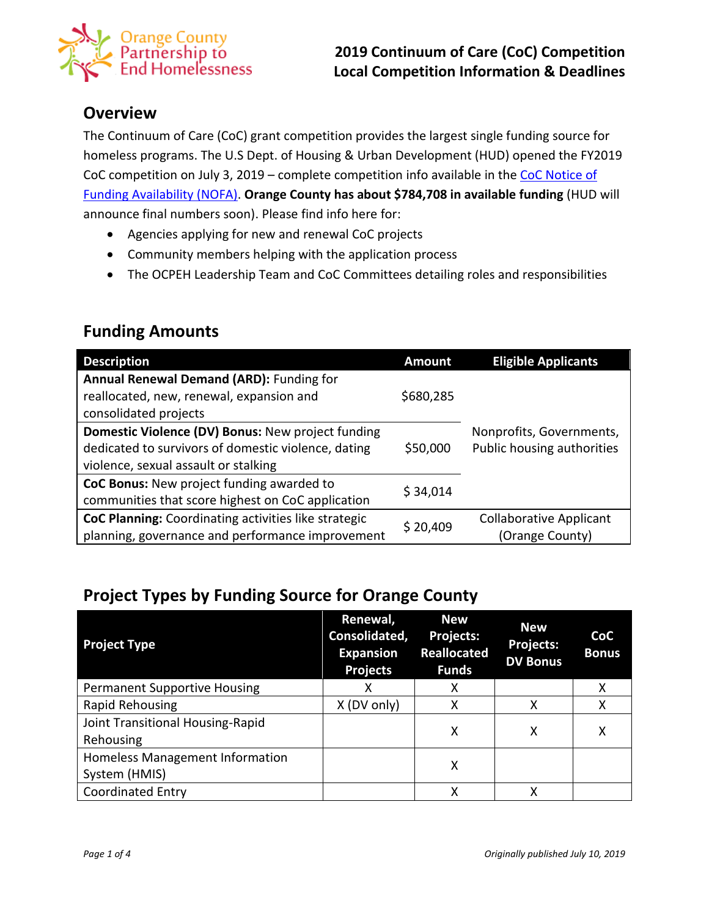Orange County Partnership to End Homelessness

# 2019 Continuum of Care (CoC) Competition
# Local Competition Information & Deadlines

## Overview

The Continuum of Care (CoC) grant competition provides the largest single funding source for homeless programs. The U.S Dept. of Housing & Urban Development (HUD) opened the FY2019 CoC competition on July 3, 2019 – complete competition info available in the CoC Notice of Funding Availability (NOFA). **Orange County has about $784,708 in available funding** (HUD will announce final numbers soon). Please find info here for:

- Agencies applying for new and renewal CoC projects
- Community members helping with the application process
- The OCPEH Leadership Team and CoC Committees detailing roles and responsibilities

## Funding Amounts

| Description | Amount | Eligible Applicants |
|---|---|---|
| **Annual Renewal Demand (ARD):** Funding for reallocated, new, renewal, expansion and consolidated projects | $680,285 | Nonprofits, Governments, Public housing authorities |
| **Domestic Violence (DV) Bonus:** New project funding dedicated to survivors of domestic violence, dating violence, sexual assault or stalking | $50,000 | |
| **CoC Bonus:** New project funding awarded to communities that score highest on CoC application | $ 34,014 | |
| **CoC Planning:** Coordinating activities like strategic planning, governance and performance improvement | $ 20,409 | Collaborative Applicant (Orange County) |

## Project Types by Funding Source for Orange County

| Project Type | Renewal, Consolidated, Expansion Projects | New Projects: Reallocated Funds | New Projects: DV Bonus | CoC Bonus |
|---|---|---|---|---|
| Permanent Supportive Housing | X | X | | X |
| Rapid Rehousing | X (DV only) | X | X | X |
| Joint Transitional Housing-Rapid Rehousing | | X | X | X |
| Homeless Management Information System (HMIS) | | X | | |
| Coordinated Entry | | X | X | |

*Originally published July 10, 2019*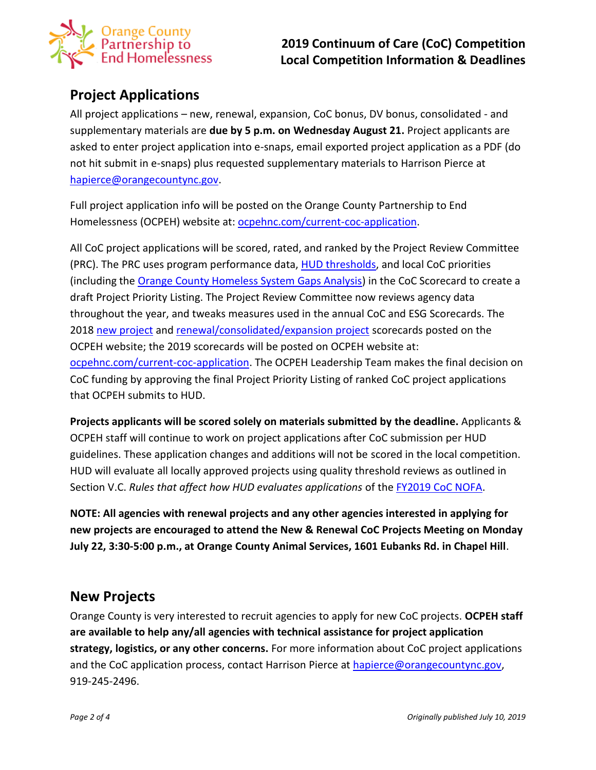## Project Applications

All project applications – new, renewal, expansion, CoC bonus, DV bonus, consolidated - and supplementary materials are **due by 5 p.m. on Wednesday August 21.** Project applicants are asked to enter project application into e-snaps, email exported project application as a PDF (do not hit submit in e-snaps) plus requested supplementary materials to Harrison Pierce at hapierce@orangecountync.gov.

Full project application info will be posted on the Orange County Partnership to End Homelessness (OCPEH) website at: ocpehnc.com/current-coc-application.

All CoC project applications will be scored, rated, and ranked by the Project Review Committee (PRC). The PRC uses program performance data, HUD thresholds, and local CoC priorities (including the Orange County Homeless System Gaps Analysis) in the CoC Scorecard to create a draft Project Priority Listing. The Project Review Committee now reviews agency data throughout the year, and tweaks measures used in the annual CoC and ESG Scorecards. The 2018 new project and renewal/consolidated/expansion project scorecards posted on the OCPEH website; the 2019 scorecards will be posted on OCPEH website at: ocpehnc.com/current-coc-application. The OCPEH Leadership Team makes the final decision on CoC funding by approving the final Project Priority Listing of ranked CoC project applications that OCPEH submits to HUD.

**Projects applicants will be scored solely on materials submitted by the deadline.** Applicants & OCPEH staff will continue to work on project applications after CoC submission per HUD guidelines. These application changes and additions will not be scored in the local competition. HUD will evaluate all locally approved projects using quality threshold reviews as outlined in Section V.C. *Rules that affect how HUD evaluates applications* of the FY2019 CoC NOFA.

**NOTE: All agencies with renewal projects and any other agencies interested in applying for new projects are encouraged to attend the New & Renewal CoC Projects Meeting on Monday July 22, 3:30-5:00 p.m., at Orange County Animal Services, 1601 Eubanks Rd. in Chapel Hill**.

## New Projects

Orange County is very interested to recruit agencies to apply for new CoC projects. **OCPEH staff are available to help any/all agencies with technical assistance for project application strategy, logistics, or any other concerns.** For more information about CoC project applications and the CoC application process, contact Harrison Pierce at hapierce@orangecountync.gov, 919-245-2496.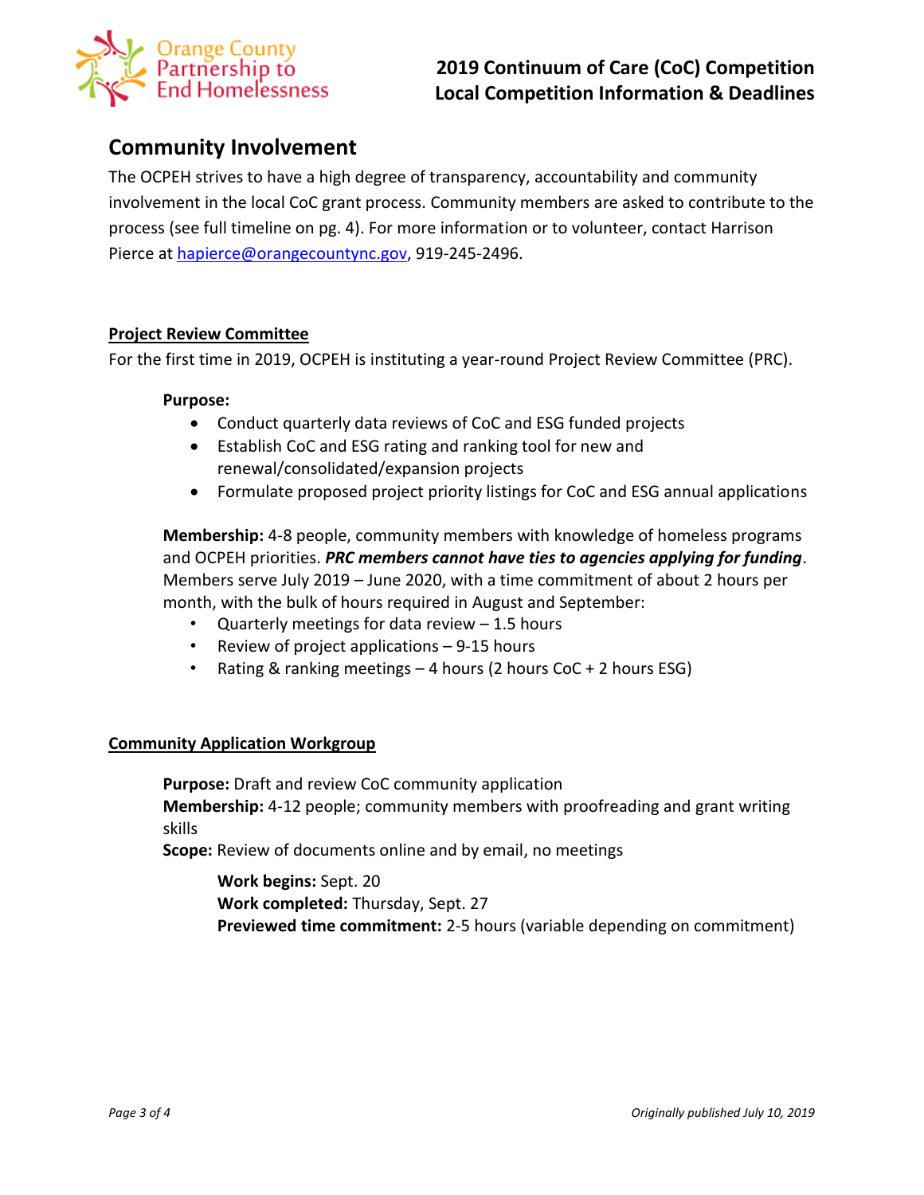## 2019 Continuum of Care (CoC) Competition
## Local Competition Information & Deadlines

# Community Involvement

The OCPEH strives to have a high degree of transparency, accountability and community involvement in the local CoC grant process. Community members are asked to contribute to the process (see full timeline on pg. 4). For more information or to volunteer, contact Harrison Pierce at hapierce@orangecountync.gov, 919-245-2496.

### Project Review Committee

For the first time in 2019, OCPEH is instituting a year-round Project Review Committee (PRC).

**Purpose:**

- Conduct quarterly data reviews of CoC and ESG funded projects
- Establish CoC and ESG rating and ranking tool for new and renewal/consolidated/expansion projects
- Formulate proposed project priority listings for CoC and ESG annual applications

**Membership:** 4-8 people, community members with knowledge of homeless programs and OCPEH priorities. ***PRC members cannot have ties to agencies applying for funding***. Members serve July 2019 – June 2020, with a time commitment of about 2 hours per month, with the bulk of hours required in August and September:

- Quarterly meetings for data review – 1.5 hours
- Review of project applications – 9-15 hours
- Rating & ranking meetings – 4 hours (2 hours CoC + 2 hours ESG)

### Community Application Workgroup

**Purpose:** Draft and review CoC community application
**Membership:** 4-12 people; community members with proofreading and grant writing skills
**Scope:** Review of documents online and by email, no meetings

**Work begins:** Sept. 20
**Work completed:** Thursday, Sept. 27
**Previewed time commitment:** 2-5 hours (variable depending on commitment)

*Originally published July 10, 2019*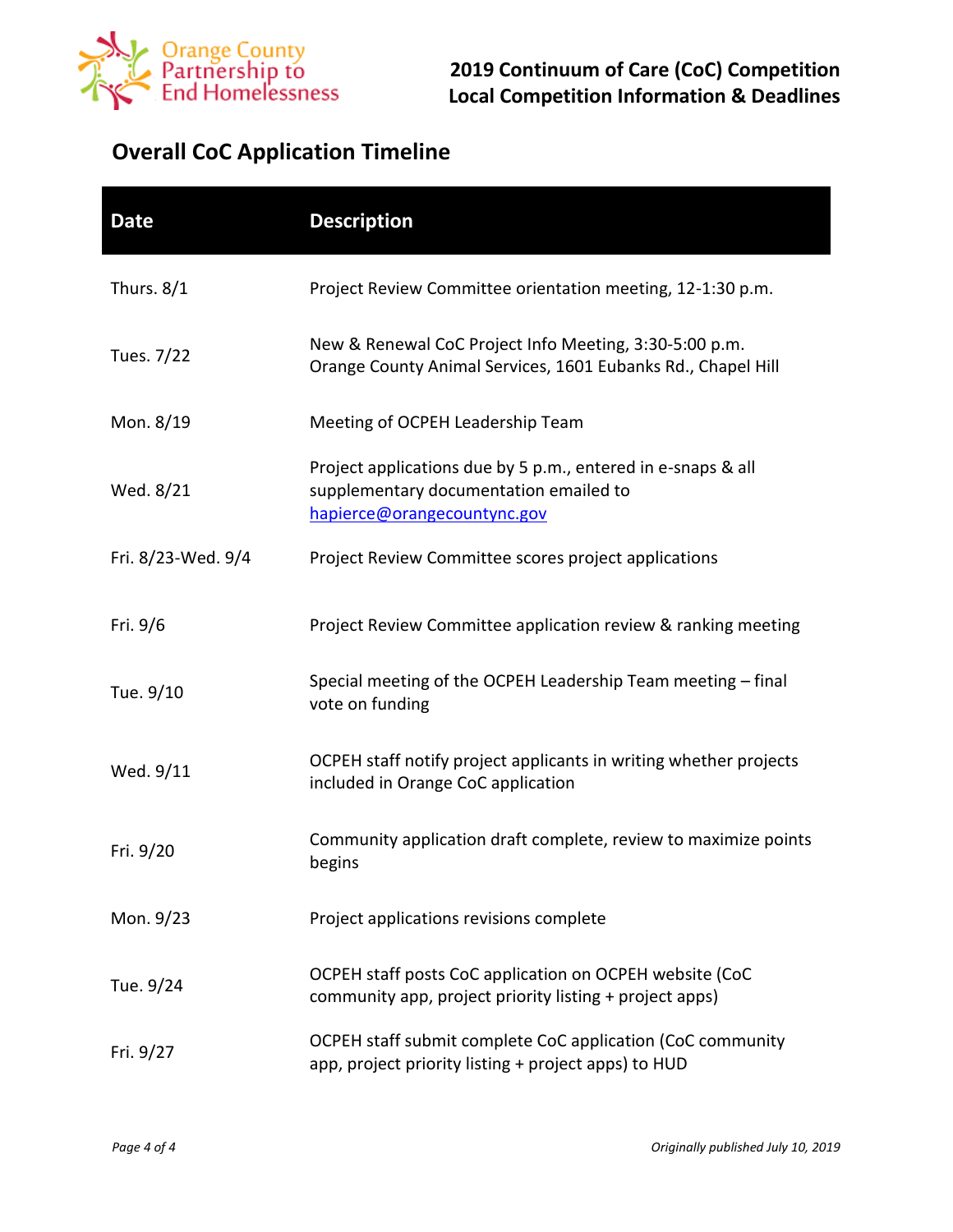# Overall CoC Application Timeline

| Date | Description |
| --- | --- |
| Thurs. 8/1 | Project Review Committee orientation meeting, 12-1:30 p.m. |
| Tues. 7/22 | New & Renewal CoC Project Info Meeting, 3:30-5:00 p.m.<br>Orange County Animal Services, 1601 Eubanks Rd., Chapel Hill |
| Mon. 8/19 | Meeting of OCPEH Leadership Team |
| Wed. 8/21 | Project applications due by 5 p.m., entered in e-snaps & all supplementary documentation emailed to hapierce@orangecountync.gov |
| Fri. 8/23-Wed. 9/4 | Project Review Committee scores project applications |
| Fri. 9/6 | Project Review Committee application review & ranking meeting |
| Tue. 9/10 | Special meeting of the OCPEH Leadership Team meeting – final vote on funding |
| Wed. 9/11 | OCPEH staff notify project applicants in writing whether projects included in Orange CoC application |
| Fri. 9/20 | Community application draft complete, review to maximize points begins |
| Mon. 9/23 | Project applications revisions complete |
| Tue. 9/24 | OCPEH staff posts CoC application on OCPEH website (CoC community app, project priority listing + project apps) |
| Fri. 9/27 | OCPEH staff submit complete CoC application (CoC community app, project priority listing + project apps) to HUD |

*Originally published July 10, 2019*